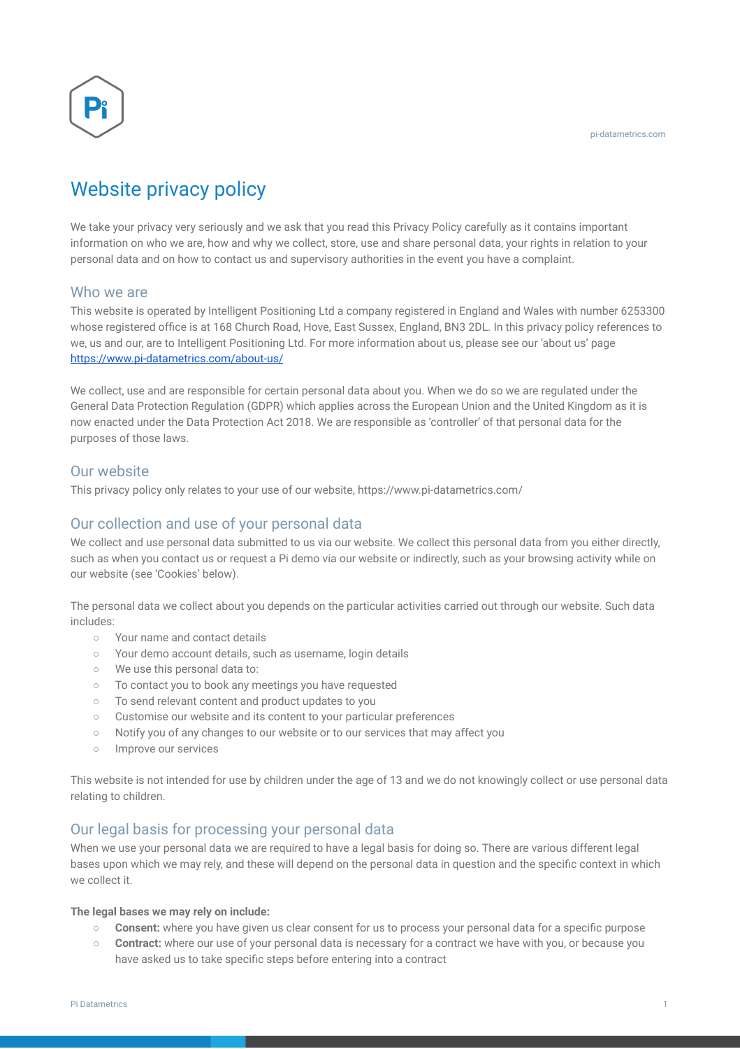# Website privacy policy

We take your privacy very seriously and we ask that you read this Privacy Policy carefully as it contains important information on who we are, how and why we collect, store, use and share personal data, your rights in relation to your personal data and on how to contact us and supervisory authorities in the event you have a complaint.

## Who we are

This website is operated by Intelligent Positioning Ltd a company registered in England and Wales with number 6253300 whose registered office is at 168 Church Road, Hove, East Sussex, England, BN3 2DL. In this privacy policy references to we, us and our, are to Intelligent Positioning Ltd. For more information about us, please see our 'about us' page https://www.pi-datametrics.com/about-us/

We collect, use and are responsible for certain personal data about you. When we do so we are regulated under the General Data Protection Regulation (GDPR) which applies across the European Union and the United Kingdom as it is now enacted under the Data Protection Act 2018. We are responsible as 'controller' of that personal data for the purposes of those laws.

## Our website

This privacy policy only relates to your use of our website, https://www.pi-datametrics.com/

## Our collection and use of your personal data

We collect and use personal data submitted to us via our website. We collect this personal data from you either directly, such as when you contact us or request a Pi demo via our website or indirectly, such as your browsing activity while on our website (see 'Cookies' below).

The personal data we collect about you depends on the particular activities carried out through our website. Such data includes:

- Your name and contact details
- Your demo account details, such as username, login details
- We use this personal data to:
- To contact you to book any meetings you have requested
- To send relevant content and product updates to you
- Customise our website and its content to your particular preferences
- Notify you of any changes to our website or to our services that may affect you
- Improve our services

This website is not intended for use by children under the age of 13 and we do not knowingly collect or use personal data relating to children.

## Our legal basis for processing your personal data

When we use your personal data we are required to have a legal basis for doing so. There are various different legal bases upon which we may rely, and these will depend on the personal data in question and the specific context in which we collect it.

**The legal bases we may rely on include:**

- **Consent:** where you have given us clear consent for us to process your personal data for a specific purpose
- **Contract:** where our use of your personal data is necessary for a contract we have with you, or because you have asked us to take specific steps before entering into a contract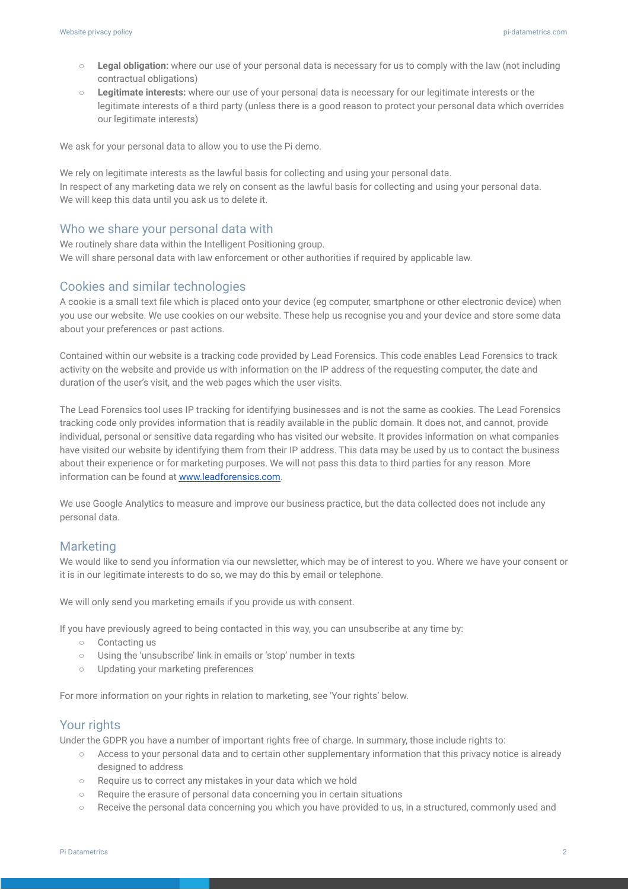- **Legal obligation:** where our use of your personal data is necessary for us to comply with the law (not including contractual obligations)
- **Legitimate interests:** where our use of your personal data is necessary for our legitimate interests or the legitimate interests of a third party (unless there is a good reason to protect your personal data which overrides our legitimate interests)

We ask for your personal data to allow you to use the Pi demo.

We rely on legitimate interests as the lawful basis for collecting and using your personal data.
In respect of any marketing data we rely on consent as the lawful basis for collecting and using your personal data.
We will keep this data until you ask us to delete it.

## Who we share your personal data with

We routinely share data within the Intelligent Positioning group.
We will share personal data with law enforcement or other authorities if required by applicable law.

## Cookies and similar technologies

A cookie is a small text file which is placed onto your device (eg computer, smartphone or other electronic device) when you use our website. We use cookies on our website. These help us recognise you and your device and store some data about your preferences or past actions.

Contained within our website is a tracking code provided by Lead Forensics. This code enables Lead Forensics to track activity on the website and provide us with information on the IP address of the requesting computer, the date and duration of the user's visit, and the web pages which the user visits.

The Lead Forensics tool uses IP tracking for identifying businesses and is not the same as cookies. The Lead Forensics tracking code only provides information that is readily available in the public domain. It does not, and cannot, provide individual, personal or sensitive data regarding who has visited our website. It provides information on what companies have visited our website by identifying them from their IP address. This data may be used by us to contact the business about their experience or for marketing purposes. We will not pass this data to third parties for any reason. More information can be found at [www.leadforensics.com](http://www.leadforensics.com).

We use Google Analytics to measure and improve our business practice, but the data collected does not include any personal data.

## Marketing

We would like to send you information via our newsletter, which may be of interest to you. Where we have your consent or it is in our legitimate interests to do so, we may do this by email or telephone.

We will only send you marketing emails if you provide us with consent.

If you have previously agreed to being contacted in this way, you can unsubscribe at any time by:

- Contacting us
- Using the 'unsubscribe' link in emails or 'stop' number in texts
- Updating your marketing preferences

For more information on your rights in relation to marketing, see 'Your rights' below.

## Your rights

Under the GDPR you have a number of important rights free of charge. In summary, those include rights to:

- Access to your personal data and to certain other supplementary information that this privacy notice is already designed to address
- Require us to correct any mistakes in your data which we hold
- Require the erasure of personal data concerning you in certain situations
- Receive the personal data concerning you which you have provided to us, in a structured, commonly used and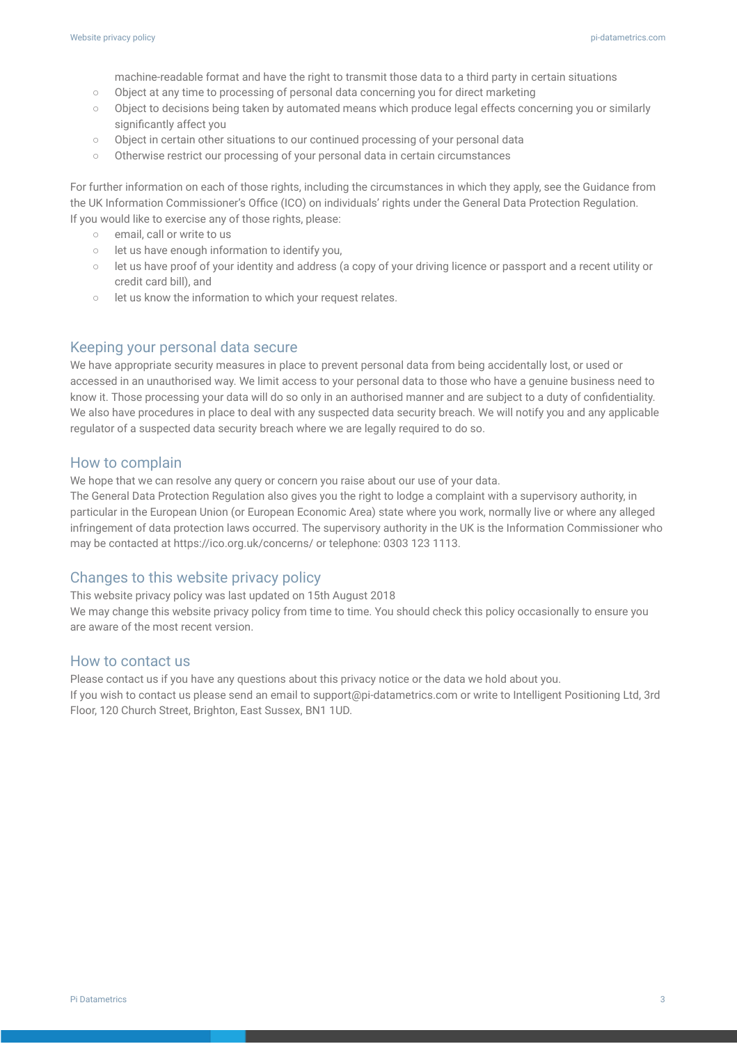machine-readable format and have the right to transmit those data to a third party in certain situations

- Object at any time to processing of personal data concerning you for direct marketing
- Object to decisions being taken by automated means which produce legal effects concerning you or similarly significantly affect you
- Object in certain other situations to our continued processing of your personal data
- Otherwise restrict our processing of your personal data in certain circumstances

For further information on each of those rights, including the circumstances in which they apply, see the Guidance from the UK Information Commissioner's Office (ICO) on individuals' rights under the General Data Protection Regulation. If you would like to exercise any of those rights, please:

- email, call or write to us
- let us have enough information to identify you,
- let us have proof of your identity and address (a copy of your driving licence or passport and a recent utility or credit card bill), and
- let us know the information to which your request relates.

## Keeping your personal data secure

We have appropriate security measures in place to prevent personal data from being accidentally lost, or used or accessed in an unauthorised way. We limit access to your personal data to those who have a genuine business need to know it. Those processing your data will do so only in an authorised manner and are subject to a duty of confidentiality. We also have procedures in place to deal with any suspected data security breach. We will notify you and any applicable regulator of a suspected data security breach where we are legally required to do so.

## How to complain

We hope that we can resolve any query or concern you raise about our use of your data.
The General Data Protection Regulation also gives you the right to lodge a complaint with a supervisory authority, in particular in the European Union (or European Economic Area) state where you work, normally live or where any alleged infringement of data protection laws occurred. The supervisory authority in the UK is the Information Commissioner who may be contacted at https://ico.org.uk/concerns/ or telephone: 0303 123 1113.

## Changes to this website privacy policy

This website privacy policy was last updated on 15th August 2018
We may change this website privacy policy from time to time. You should check this policy occasionally to ensure you are aware of the most recent version.

## How to contact us

Please contact us if you have any questions about this privacy notice or the data we hold about you.
If you wish to contact us please send an email to support@pi-datametrics.com or write to Intelligent Positioning Ltd, 3rd Floor, 120 Church Street, Brighton, East Sussex, BN1 1UD.